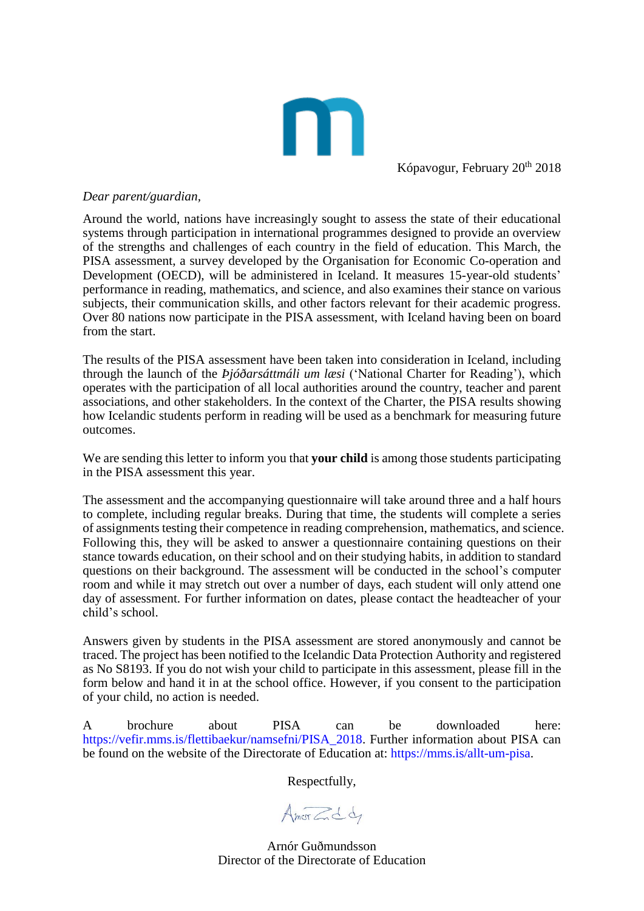Kópavogur, February 20th 2018

*Dear parent/guardian,*

Around the world, nations have increasingly sought to assess the state of their educational systems through participation in international programmes designed to provide an overview of the strengths and challenges of each country in the field of education. This March, the PISA assessment, a survey developed by the Organisation for Economic Co-operation and Development (OECD), will be administered in Iceland. It measures 15-year-old students' performance in reading, mathematics, and science, and also examines their stance on various subjects, their communication skills, and other factors relevant for their academic progress. Over 80 nations now participate in the PISA assessment, with Iceland having been on board from the start.

The results of the PISA assessment have been taken into consideration in Iceland, including through the launch of the *Þjóðarsáttmáli um læsi* ('National Charter for Reading'), which operates with the participation of all local authorities around the country, teacher and parent associations, and other stakeholders. In the context of the Charter, the PISA results showing how Icelandic students perform in reading will be used as a benchmark for measuring future outcomes.

We are sending this letter to inform you that **your child** is among those students participating in the PISA assessment this year.

The assessment and the accompanying questionnaire will take around three and a half hours to complete, including regular breaks. During that time, the students will complete a series of assignments testing their competence in reading comprehension, mathematics, and science. Following this, they will be asked to answer a questionnaire containing questions on their stance towards education, on their school and on their studying habits, in addition to standard questions on their background. The assessment will be conducted in the school's computer room and while it may stretch out over a number of days, each student will only attend one day of assessment. For further information on dates, please contact the headteacher of your child's school.

Answers given by students in the PISA assessment are stored anonymously and cannot be traced. The project has been notified to the Icelandic Data Protection Authority and registered as No S8193. If you do not wish your child to participate in this assessment, please fill in the form below and hand it in at the school office. However, if you consent to the participation of your child, no action is needed.

A brochure about PISA can be downloaded here: https://vefir.mms.is/flettibaekur/namsefni/PISA_2018. Further information about PISA can be found on the website of the Directorate of Education at: https://mms.is/allt-um-pisa.

Respectfully,

Arnór Guðmundsson
Director of the Directorate of Education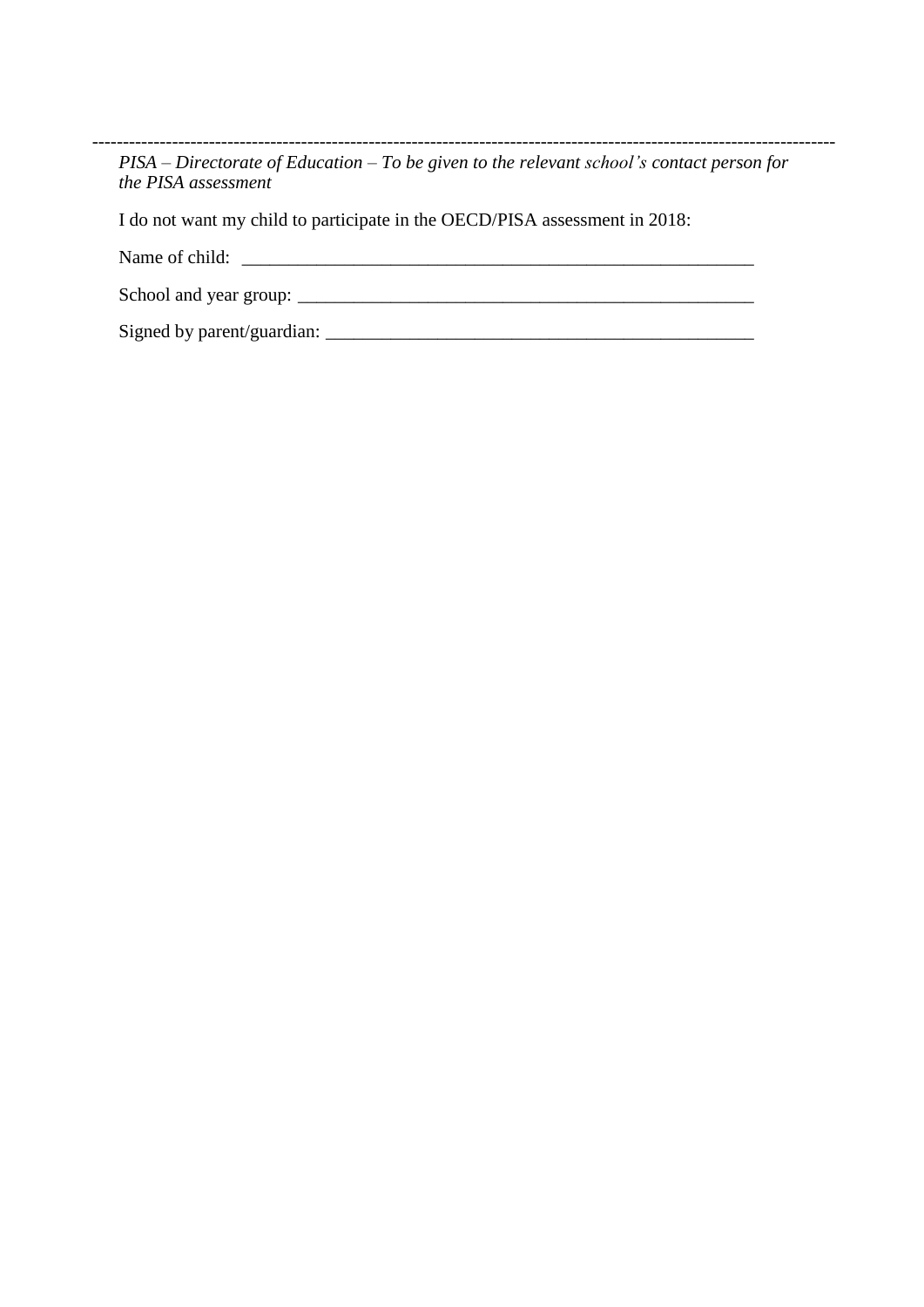---

*PISA – Directorate of Education – To be given to the relevant school's contact person for the PISA assessment*

I do not want my child to participate in the OECD/PISA assessment in 2018:

Name of child: ________________________________________________________

School and year group: __________________________________________________

Signed by parent/guardian: _______________________________________________